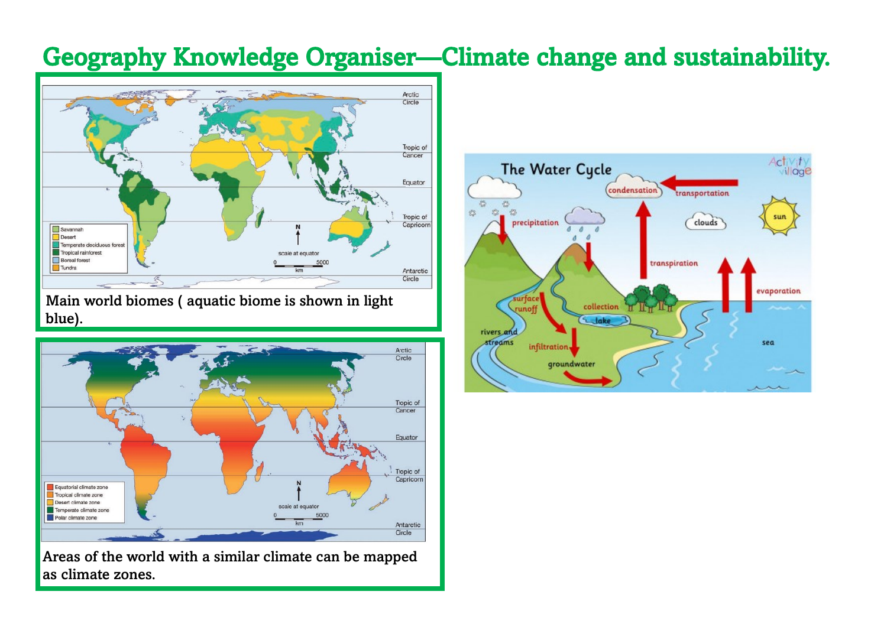# Geography Knowledge Organiser—Climate change and sustainability.

Main world biomes ( aquatic biome is shown in light blue).

Areas of the world with a similar climate can be mapped as climate zones.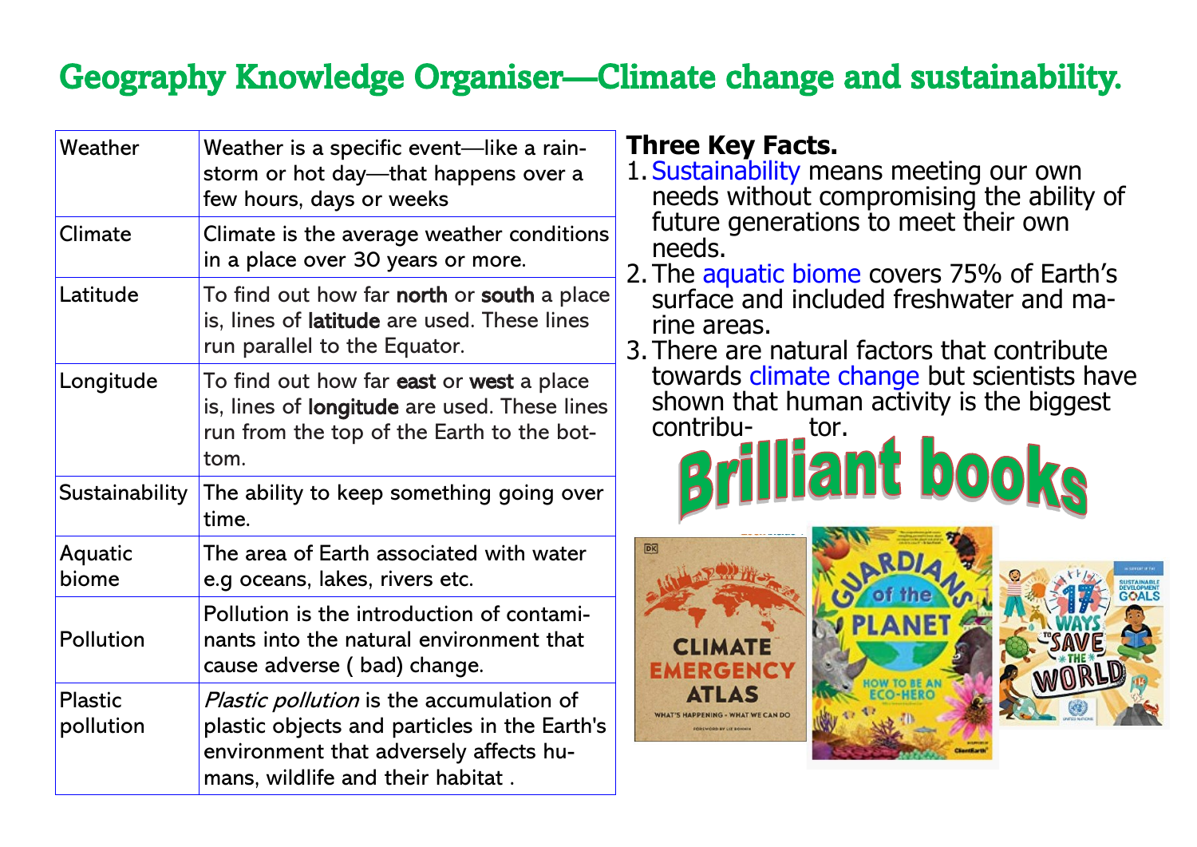# Geography Knowledge Organiser—Climate change and sustainability.

| | |
|---|---|
| Weather | Weather is a specific event—like a rainstorm or hot day—that happens over a few hours, days or weeks |
| Climate | Climate is the average weather conditions in a place over 30 years or more. |
| Latitude | To find out how far **north** or **south** a place is, lines of **latitude** are used. These lines run parallel to the Equator. |
| Longitude | To find out how far **east** or **west** a place is, lines of **longitude** are used. These lines run from the top of the Earth to the bottom. |
| Sustainability | The ability to keep something going over time. |
| Aquatic biome | The area of Earth associated with water e.g oceans, lakes, rivers etc. |
| Pollution | Pollution is the introduction of contaminants into the natural environment that cause adverse ( bad) change. |
| Plastic pollution | *Plastic pollution* is the accumulation of plastic objects and particles in the Earth's environment that adversely affects humans, wildlife and their habitat . |

**Three Key Facts.**

1. Sustainability means meeting our own needs without compromising the ability of future generations to meet their own needs.
2. The aquatic biome covers 75% of Earth's surface and included freshwater and marine areas.
3. There are natural factors that contribute towards climate change but scientists have shown that human activity is the biggest contributor.

## Brilliant books

CLIMATE EMERGENCY ATLAS — WHAT'S HAPPENING - WHAT WE CAN DO

GUARDIANS of the PLANET — HOW TO BE AN ECO-HERO

17 WAYS TO SAVE THE WORLD — SUSTAINABLE DEVELOPMENT GOALS